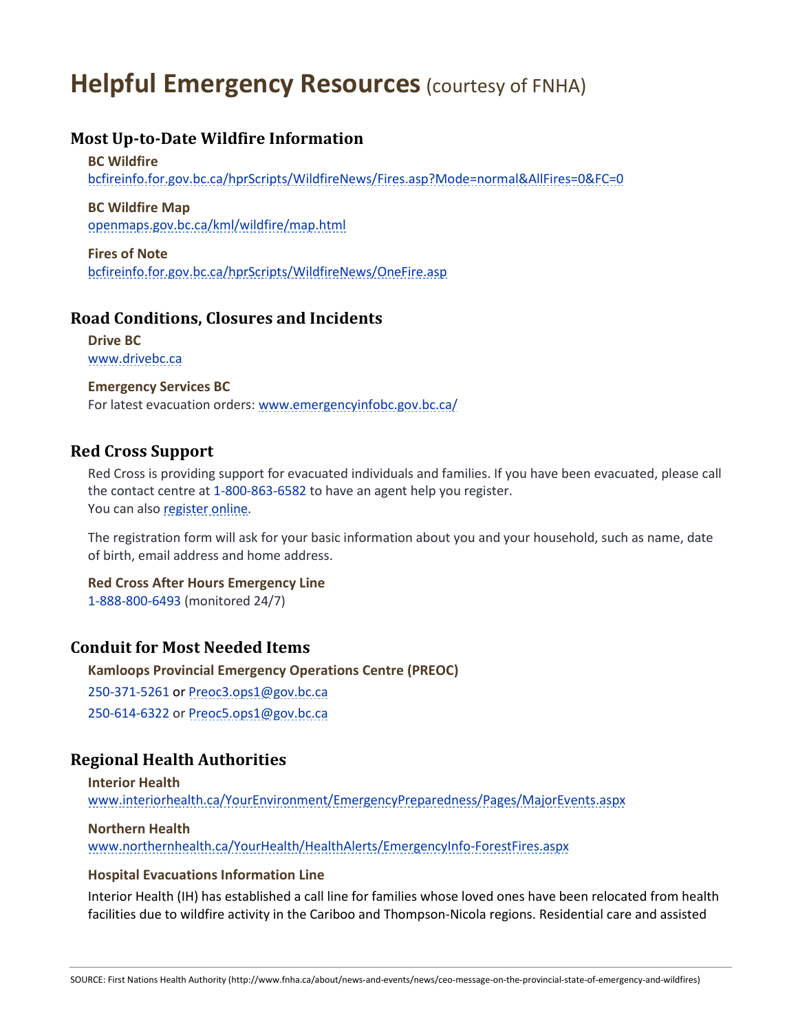# Helpful Emergency Resources (courtesy of FNHA)

## Most Up-to-Date Wildfire Information

**BC Wildfire**
bcfireinfo.for.gov.bc.ca/hprScripts/WildfireNews/Fires.asp?Mode=normal&AllFires=0&FC=0

**BC Wildfire Map**
openmaps.gov.bc.ca/kml/wildfire/map.html

**Fires of Note**
bcfireinfo.for.gov.bc.ca/hprScripts/WildfireNews/OneFire.asp

## Road Conditions, Closures and Incidents

**Drive BC**
www.drivebc.ca

**Emergency Services BC**
For latest evacuation orders: www.emergencyinfobc.gov.bc.ca/

## Red Cross Support

Red Cross is providing support for evacuated individuals and families. If you have been evacuated, please call the contact centre at 1-800-863-6582 to have an agent help you register.
You can also register online.

The registration form will ask for your basic information about you and your household, such as name, date of birth, email address and home address.

**Red Cross After Hours Emergency Line**
1-888-800-6493 (monitored 24/7)

## Conduit for Most Needed Items

**Kamloops Provincial Emergency Operations Centre (PREOC)**

250-371-5261 or Preoc3.ops1@gov.bc.ca

250-614-6322 or Preoc5.ops1@gov.bc.ca

## Regional Health Authorities

**Interior Health**
www.interiorhealth.ca/YourEnvironment/EmergencyPreparedness/Pages/MajorEvents.aspx

**Northern Health**
www.northernhealth.ca/YourHealth/HealthAlerts/EmergencyInfo-ForestFires.aspx

**Hospital Evacuations Information Line**

Interior Health (IH) has established a call line for families whose loved ones have been relocated from health facilities due to wildfire activity in the Cariboo and Thompson-Nicola regions. Residential care and assisted

SOURCE: First Nations Health Authority (http://www.fnha.ca/about/news-and-events/news/ceo-message-on-the-provincial-state-of-emergency-and-wildfires)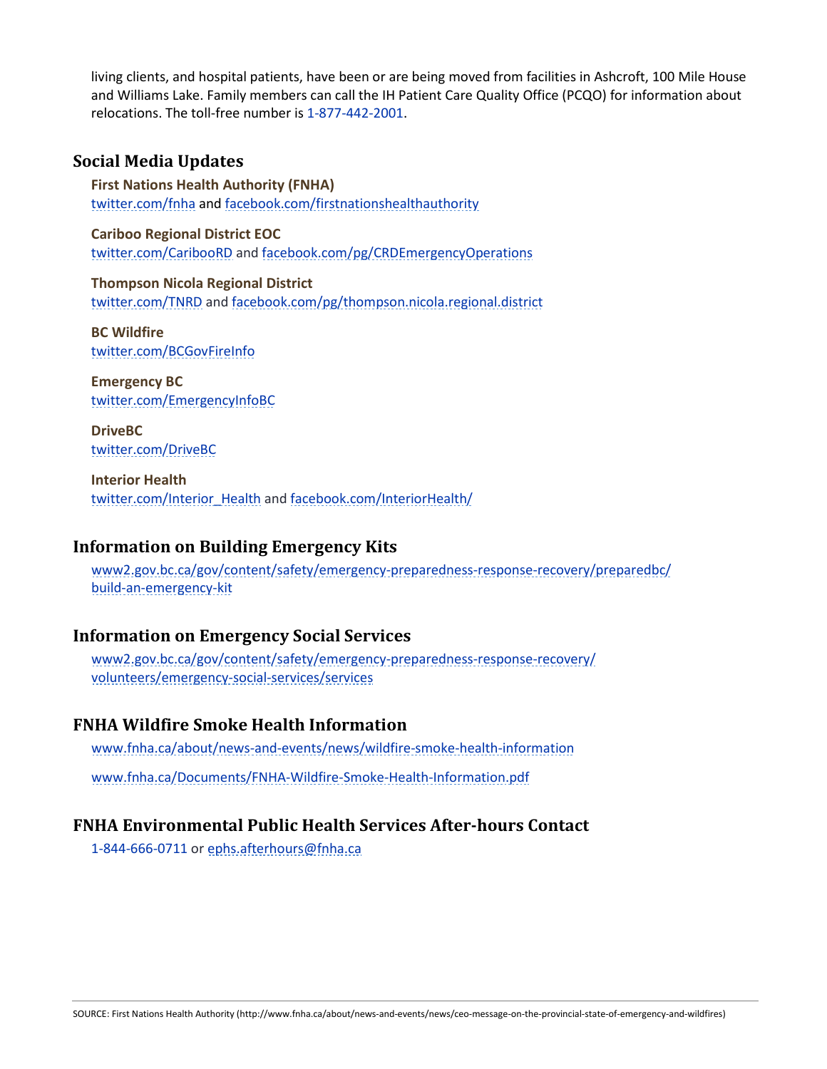living clients, and hospital patients, have been or are being moved from facilities in Ashcroft, 100 Mile House and Williams Lake. Family members can call the IH Patient Care Quality Office (PCQO) for information about relocations. The toll-free number is 1-877-442-2001.

## Social Media Updates

**First Nations Health Authority (FNHA)**
twitter.com/fnha and facebook.com/firstnationshealthauthority

**Cariboo Regional District EOC**
twitter.com/CaribooRD and facebook.com/pg/CRDEmergencyOperations

**Thompson Nicola Regional District**
twitter.com/TNRD and facebook.com/pg/thompson.nicola.regional.district

**BC Wildfire**
twitter.com/BCGovFireInfo

**Emergency BC**
twitter.com/EmergencyInfoBC

**DriveBC**
twitter.com/DriveBC

**Interior Health**
twitter.com/Interior_Health and facebook.com/InteriorHealth/

## Information on Building Emergency Kits

www2.gov.bc.ca/gov/content/safety/emergency-preparedness-response-recovery/preparedbc/build-an-emergency-kit

## Information on Emergency Social Services

www2.gov.bc.ca/gov/content/safety/emergency-preparedness-response-recovery/volunteers/emergency-social-services/services

## FNHA Wildfire Smoke Health Information

www.fnha.ca/about/news-and-events/news/wildfire-smoke-health-information

www.fnha.ca/Documents/FNHA-Wildfire-Smoke-Health-Information.pdf

## FNHA Environmental Public Health Services After-hours Contact

1-844-666-0711 or ephs.afterhours@fnha.ca

SOURCE: First Nations Health Authority (http://www.fnha.ca/about/news-and-events/news/ceo-message-on-the-provincial-state-of-emergency-and-wildfires)